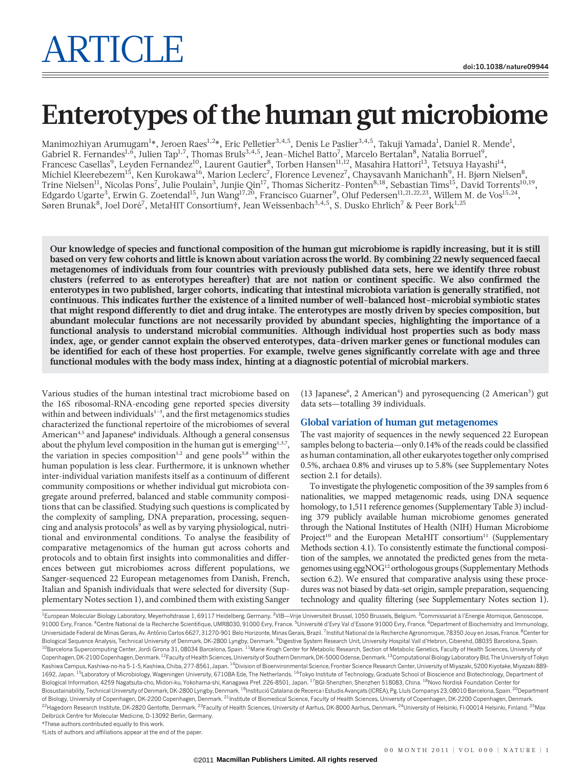# ARTICLE

doi:10.1038/nature09944

# Enterotypes of the human gut microbiome

Manimozhiyan Arumugam[1]*, Jeroen Raes[1,2]*, Eric Pelletier[3,4,5], Denis Le Paslier[3,4,5], Takuji Yamada[1], Daniel R. Mende[1], Gabriel R. Fernandes[1,6], Julien Tap[1,7], Thomas Bruls[3,4,5], Jean-Michel Batto[7], Marcelo Bertalan[8], Natalia Borruel[9], Francesc Casellas[9], Leyden Fernandez[10], Laurent Gautier[8], Torben Hansen[11,12], Masahira Hattori[13], Tetsuya Hayashi[14], Michiel Kleerebezem[15], Ken Kurokawa[16], Marion Leclerc[7], Florence Levenez[7], Chaysavanh Manichanh[9], H. Bjørn Nielsen[8], Trine Nielsen[11], Nicolas Pons[7], Julie Poulain[3], Junjie Qin[17], Thomas Sicheritz-Ponten[8,18], Sebastian Tims[15], David Torrents[10,19], Edgardo Ugarte[3], Erwin G. Zoetendal[15], Jun Wang[17,20], Francisco Guarner[9], Oluf Pedersen[11,21,22,23], Willem M. de Vos[15,24], Søren Brunak[8], Joel Doré[7], MetaHIT Consortium†, Jean Weissenbach[3,4,5], S. Dusko Ehrlich[7] & Peer Bork[1,25]

**Our knowledge of species and functional composition of the human gut microbiome is rapidly increasing, but it is still based on very few cohorts and little is known about variation across the world. By combining 22 newly sequenced faecal metagenomes of individuals from four countries with previously published data sets, here we identify three robust clusters (referred to as enterotypes hereafter) that are not nation or continent specific. We also confirmed the enterotypes in two published, larger cohorts, indicating that intestinal microbiota variation is generally stratified, not continuous. This indicates further the existence of a limited number of well-balanced host–microbial symbiotic states that might respond differently to diet and drug intake. The enterotypes are mostly driven by species composition, but abundant molecular functions are not necessarily provided by abundant species, highlighting the importance of a functional analysis to understand microbial communities. Although individual host properties such as body mass index, age, or gender cannot explain the observed enterotypes, data-driven marker genes or functional modules can be identified for each of these host properties. For example, twelve genes significantly correlate with age and three functional modules with the body mass index, hinting at a diagnostic potential of microbial markers.**

Various studies of the human intestinal tract microbiome based on the 16S ribosomal-RNA-encoding gene reported species diversity within and between individuals[1–3], and the first metagenomics studies characterized the functional repertoire of the microbiomes of several American[4,5] and Japanese[6] individuals. Although a general consensus about the phylum level composition in the human gut is emerging[1,3,7], the variation in species composition[1,2] and gene pools[5,8] within the human population is less clear. Furthermore, it is unknown whether inter-individual variation manifests itself as a continuum of different community compositions or whether individual gut microbiota congregate around preferred, balanced and stable community compositions that can be classified. Studying such questions is complicated by the complexity of sampling, DNA preparation, processing, sequencing and analysis protocols[9] as well as by varying physiological, nutritional and environmental conditions. To analyse the feasibility of comparative metagenomics of the human gut across cohorts and protocols and to obtain first insights into commonalities and differences between gut microbiomes across different populations, we Sanger-sequenced 22 European metagenomes from Danish, French, Italian and Spanish individuals that were selected for diversity (Supplementary Notes section 1), and combined them with existing Sanger (13 Japanese[6], 2 American[4]) and pyrosequencing (2 American[5]) gut data sets—totalling 39 individuals.

## Global variation of human gut metagenomes

The vast majority of sequences in the newly sequenced 22 European samples belong to bacteria—only 0.14% of the reads could be classified as human contamination, all other eukaryotes together only comprised 0.5%, archaea 0.8% and viruses up to 5.8% (see Supplementary Notes section 2.1 for details).

To investigate the phylogenetic composition of the 39 samples from 6 nationalities, we mapped metagenomic reads, using DNA sequence homology, to 1,511 reference genomes (Supplementary Table 3) including 379 publicly available human microbiome genomes generated through the National Institutes of Health (NIH) Human Microbiome Project[10] and the European MetaHIT consortium[11] (Supplementary Methods section 4.1). To consistently estimate the functional composition of the samples, we annotated the predicted genes from the metagenomes using eggNOG[12] orthologous groups (Supplementary Methods section 6.2). We ensured that comparative analysis using these procedures was not biased by data-set origin, sample preparation, sequencing technology and quality filtering (see Supplementary Notes section 1).

[1]European Molecular Biology Laboratory, Meyerhofstrasse 1, 69117 Heidelberg, Germany. [2]VIB—Vrije Universiteit Brussel, 1050 Brussels, Belgium. [3]Commissariat à l'Energie Atomique, Genoscope, 91000 Evry, France. [4]Centre National de la Recherche Scientifique, UMR8030, 91000 Evry, France. [5]Université d'Evry Val d'Essone 91000 Evry, France. [6]Department of Biochemistry and Immunology, Universidade Federal de Minas Gerais, Av. Antônio Carlos 6627, 31270-901 Belo Horizonte, Minas Gerais, Brazil. [7]Institut National de la Recherche Agronomique, 78350 Jouy en Josas, France. [8]Center for Biological Sequence Analysis, Technical University of Denmark, DK-2800 Lyngby, Denmark. [9]Digestive System Research Unit, University Hospital Vall d'Hebron, Ciberehd, 08035 Barcelona, Spain. [10]Barcelona Supercomputing Center, Jordi Girona 31, 08034 Barcelona, Spain. [11]Marie Krogh Center for Metabolic Research, Section of Metabolic Genetics, Faculty of Health Sciences, University of Copenhagen, DK-2100 Copenhagen, Denmark. [12]Faculty of Health Sciences, University of Southern Denmark, DK-5000 Odense, Denmark. [13]Computational Biology Laboratory Bld, The University of Tokyo Kashiwa Campus, Kashiwa-no-ha 5-1-5, Kashiwa, Chiba, 277-8561, Japan. [14]Division of Bioenvironmental Science, Frontier Science Research Center, University of Miyazaki, 5200 Kiyotake, Miyazaki 889-1692, Japan. [15]Laboratory of Microbiology, Wageningen University, 6710BA Ede, The Netherlands. [16]Tokyo Institute of Technology, Graduate School of Bioscience and Biotechnology, Department of Biological Information, 4259 Nagatsuta-cho, Midori-ku, Yokohama-shi, Kanagawa Pref. 226-8501, Japan. [17]BGI-Shenzhen, Shenzhen 518083, China. [18]Novo Nordisk Foundation Center for Biosustainability, Technical University of Denmark, DK-2800 Lyngby, Denmark. [19]Institució Catalana de Recerca i Estudis Avançats (ICREA), Pg. Lluís Companys 23, 08010 Barcelona, Spain. [20]Department of Biology, University of Copenhagen, DK-2200 Copenhagen, Denmark. [21]Institute of Biomedical Science, Faculty of Health Sciences, University of Copenhagen, DK-2200 Copenhagen, Denmark. [22]Hagedorn Research Institute, DK-2820 Gentofte, Denmark. [23]Faculty of Health Sciences, University of Aarhus, DK-8000 Aarhus, Denmark. [24]University of Helsinki, FI-00014 Helsinki, Finland. [25]Max Delbrück Centre for Molecular Medicine, D-13092 Berlin, Germany.

*These authors contributed equally to this work.

†Lists of authors and affiliations appear at the end of the paper.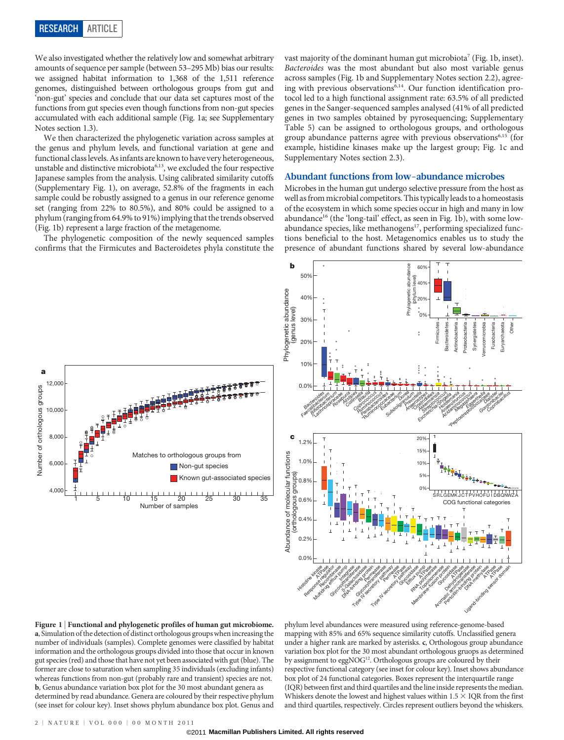We also investigated whether the relatively low and somewhat arbitrary amounts of sequence per sample (between 53–295 Mb) bias our results: we assigned habitat information to 1,368 of the 1,511 reference genomes, distinguished between orthologous groups from gut and 'non-gut' species and conclude that our data set captures most of the functions from gut species even though functions from non-gut species accumulated with each additional sample (Fig. 1a; see Supplementary Notes section 1.3).

We then characterized the phylogenetic variation across samples at the genus and phylum levels, and functional variation at gene and functional class levels. As infants are known to have very heterogeneous, unstable and distinctive microbiota[6,13], we excluded the four respective Japanese samples from the analysis. Using calibrated similarity cutoffs (Supplementary Fig. 1), on average, 52.8% of the fragments in each sample could be robustly assigned to a genus in our reference genome set (ranging from 22% to 80.5%), and 80% could be assigned to a phylum (ranging from 64.9% to 91%) implying that the trends observed (Fig. 1b) represent a large fraction of the metagenome.

The phylogenetic composition of the newly sequenced samples confirms that the Firmicutes and Bacteroidetes phyla constitute the vast majority of the dominant human gut microbiota[7] (Fig. 1b, inset). *Bacteroides* was the most abundant but also most variable genus across samples (Fig. 1b and Supplementary Notes section 2.2), agreeing with previous observations[6,14]. Our function identification protocol led to a high functional assignment rate: 63.5% of all predicted genes in the Sanger-sequenced samples analysed (41% of all predicted genes in two samples obtained by pyrosequencing; Supplementary Table 5) can be assigned to orthologous groups, and orthologous group abundance patterns agree with previous observations[6,15] (for example, histidine kinases make up the largest group; Fig. 1c and Supplementary Notes section 2.3).

## Abundant functions from low-abundance microbes

Microbes in the human gut undergo selective pressure from the host as well as from microbial competitors. This typically leads to a homeostasis of the ecosystem in which some species occur in high and many in low abundance[16] (the 'long-tail' effect, as seen in Fig. 1b), with some low-abundance species, like methanogens[17], performing specialized functions beneficial to the host. Metagenomics enables us to study the presence of abundant functions shared by several low-abundance

**Figure 1 | Functional and phylogenetic profiles of human gut microbiome.** **a**, Simulation of the detection of distinct orthologous groups when increasing the number of individuals (samples). Complete genomes were classified by habitat information and the orthologous groups divided into those that occur in known gut species (red) and those that have not yet been associated with gut (blue). The former are close to saturation when sampling 35 individuals (excluding infants) whereas functions from non-gut (probably rare and transient) species are not. **b**, Genus abundance variation box plot for the 30 most abundant genera as determined by read abundance. Genera are coloured by their respective phylum (see inset for colour key). Inset shows phylum abundance box plot. Genus and phylum level abundances were measured using reference-genome-based mapping with 85% and 65% sequence similarity cutoffs. Unclassified genera under a higher rank are marked by asterisks. **c**, Orthologous group abundance variation box plot for the 30 most abundant orthologous gruops as determined by assignment to eggNOG[12]. Orthologous groups are coloured by their respective functional category (see inset for colour key). Inset shows abundance box plot of 24 functional categories. Boxes represent the interquartile range (IQR) between first and third quartiles and the line inside represents the median. Whiskers denote the lowest and highest values within 1.5 × IQR from the first and third quartiles, respectively. Circles represent outliers beyond the whiskers.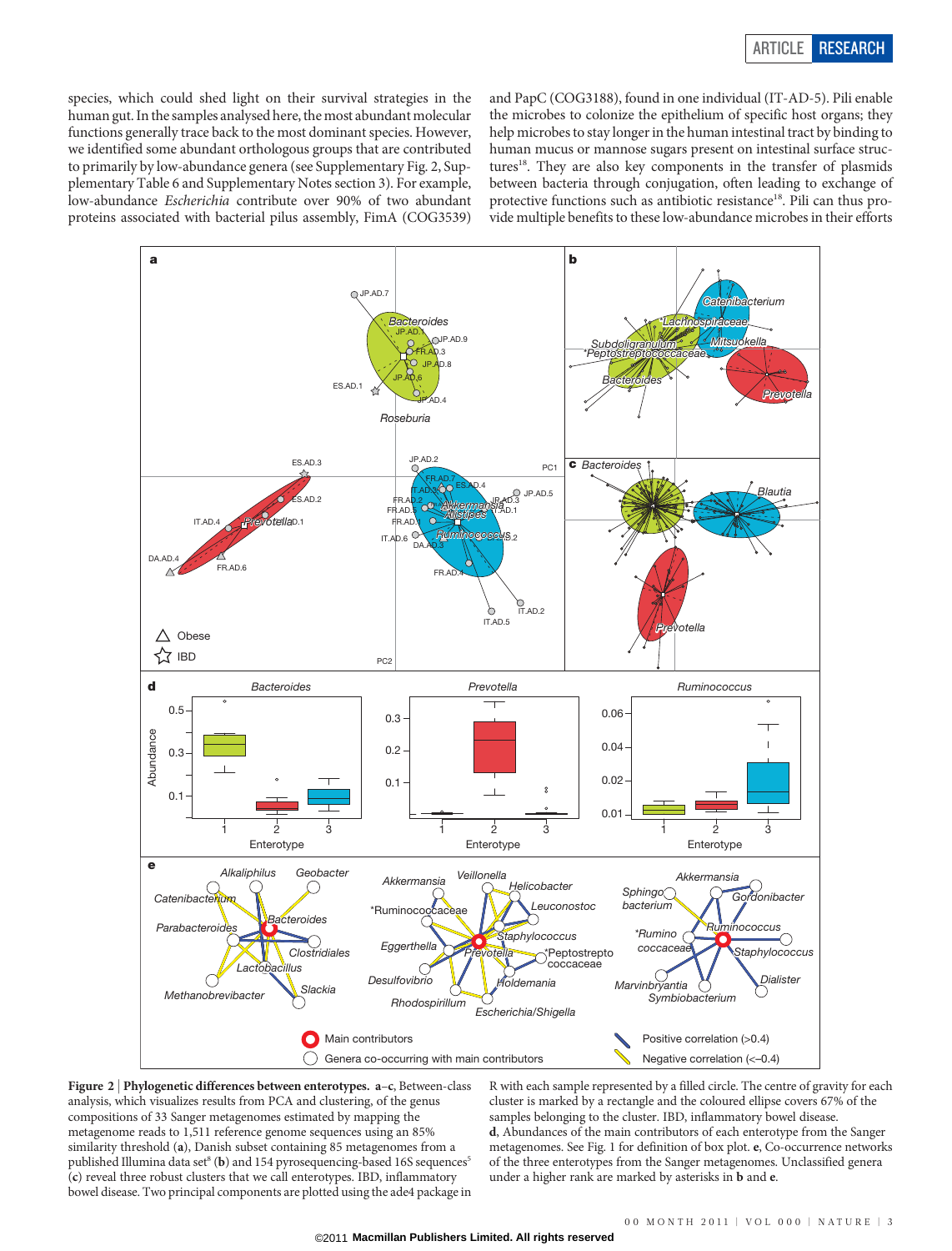species, which could shed light on their survival strategies in the human gut. In the samples analysed here, the most abundant molecular functions generally trace back to the most dominant species. However, we identified some abundant orthologous groups that are contributed to primarily by low-abundance genera (see Supplementary Fig. 2, Supplementary Table 6 and Supplementary Notes section 3). For example, low-abundance *Escherichia* contribute over 90% of two abundant proteins associated with bacterial pilus assembly, FimA (COG3539) and PapC (COG3188), found in one individual (IT-AD-5). Pili enable the microbes to colonize the epithelium of specific host organs; they help microbes to stay longer in the human intestinal tract by binding to human mucus or mannose sugars present on intestinal surface structures[18]. They are also key components in the transfer of plasmids between bacteria through conjugation, often leading to exchange of protective functions such as antibiotic resistance[18]. Pili can thus provide multiple benefits to these low-abundance microbes in their efforts

**Figure 2 | Phylogenetic differences between enterotypes. a–c**, Between-class analysis, which visualizes results from PCA and clustering, of the genus compositions of 33 Sanger metagenomes estimated by mapping the metagenome reads to 1,511 reference genome sequences using an 85% similarity threshold (**a**), Danish subset containing 85 metagenomes from a published Illumina data set[8] (**b**) and 154 pyrosequencing-based 16S sequences[5] (**c**) reveal three robust clusters that we call enterotypes. IBD, inflammatory bowel disease. Two principal components are plotted using the ade4 package in R with each sample represented by a filled circle. The centre of gravity for each cluster is marked by a rectangle and the coloured ellipse covers 67% of the samples belonging to the cluster. IBD, inflammatory bowel disease. **d**, Abundances of the main contributors of each enterotype from the Sanger metagenomes. See Fig. 1 for definition of box plot. **e**, Co-occurrence networks of the three enterotypes from the Sanger metagenomes. Unclassified genera under a higher rank are marked by asterisks in **b** and **e**.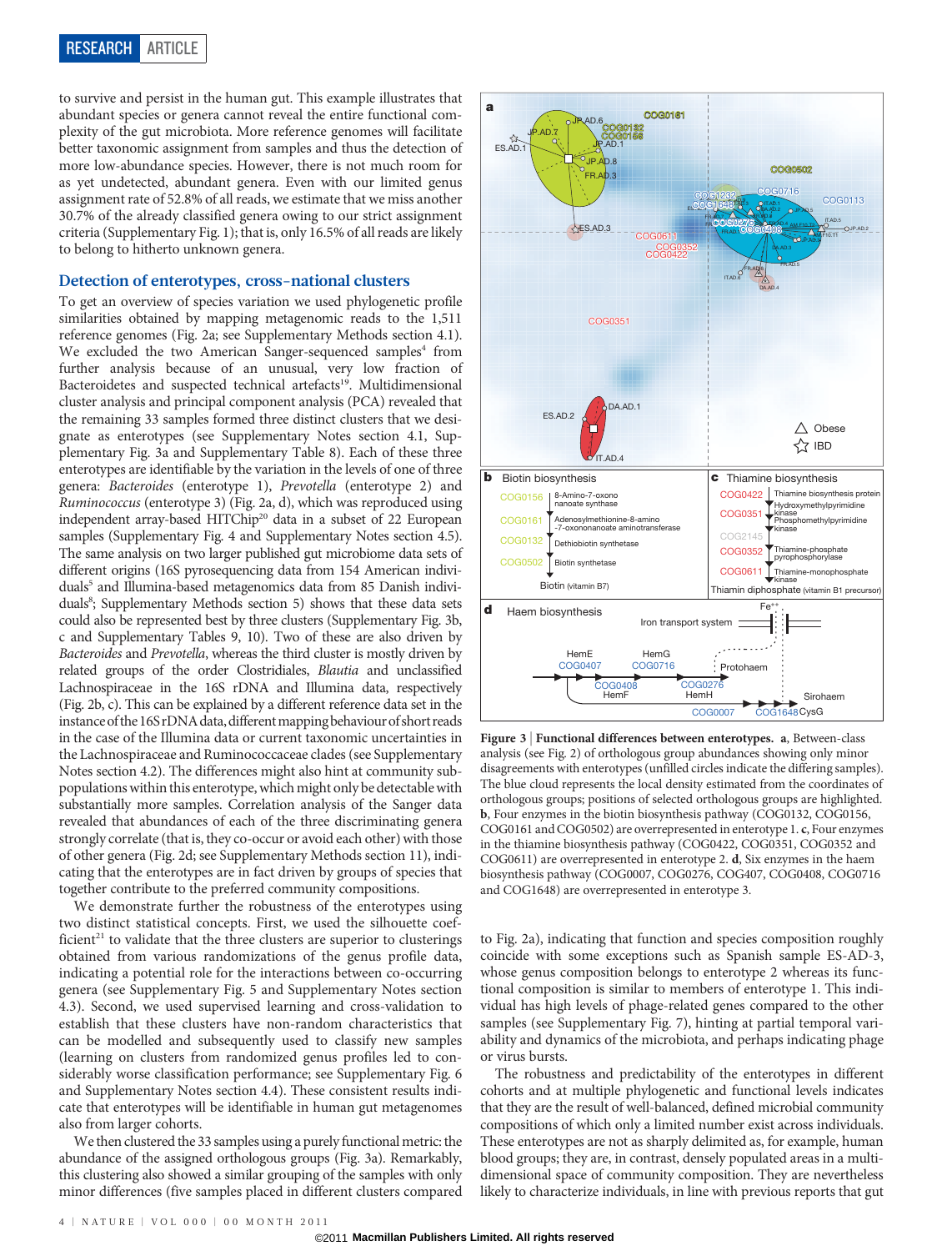to survive and persist in the human gut. This example illustrates that abundant species or genera cannot reveal the entire functional complexity of the gut microbiota. More reference genomes will facilitate better taxonomic assignment from samples and thus the detection of more low-abundance species. However, there is not much room for as yet undetected, abundant genera. Even with our limited genus assignment rate of 52.8% of all reads, we estimate that we miss another 30.7% of the already classified genera owing to our strict assignment criteria (Supplementary Fig. 1); that is, only 16.5% of all reads are likely to belong to hitherto unknown genera.

## Detection of enterotypes, cross-national clusters

To get an overview of species variation we used phylogenetic profile similarities obtained by mapping metagenomic reads to the 1,511 reference genomes (Fig. 2a; see Supplementary Methods section 4.1). We excluded the two American Sanger-sequenced samples[4] from further analysis because of an unusual, very low fraction of Bacteroidetes and suspected technical artefacts[19]. Multidimensional cluster analysis and principal component analysis (PCA) revealed that the remaining 33 samples formed three distinct clusters that we designate as enterotypes (see Supplementary Notes section 4.1, Supplementary Fig. 3a and Supplementary Table 8). Each of these three enterotypes are identifiable by the variation in the levels of one of three genera: *Bacteroides* (enterotype 1), *Prevotella* (enterotype 2) and *Ruminococcus* (enterotype 3) (Fig. 2a, d), which was reproduced using independent array-based HITChip[20] data in a subset of 22 European samples (Supplementary Fig. 4 and Supplementary Notes section 4.5). The same analysis on two larger published gut microbiome data sets of different origins (16S pyrosequencing data from 154 American individuals[5] and Illumina-based metagenomics data from 85 Danish individuals[8]; Supplementary Methods section 5) shows that these data sets could also be represented best by three clusters (Supplementary Fig. 3b, c and Supplementary Tables 9, 10). Two of these are also driven by *Bacteroides* and *Prevotella*, whereas the third cluster is mostly driven by related groups of the order Clostridiales, *Blautia* and unclassified Lachnospiraceae in the 16S rDNA and Illumina data, respectively (Fig. 2b, c). This can be explained by a different reference data set in the instance of the 16S rDNA data, different mapping behaviour of short reads in the case of the Illumina data or current taxonomic uncertainties in the Lachnospiraceae and Ruminococcaceae clades (see Supplementary Notes section 4.2). The differences might also hint at community subpopulations within this enterotype, which might only be detectable with substantially more samples. Correlation analysis of the Sanger data revealed that abundances of each of the three discriminating genera strongly correlate (that is, they co-occur or avoid each other) with those of other genera (Fig. 2d; see Supplementary Methods section 11), indicating that the enterotypes are in fact driven by groups of species that together contribute to the preferred community compositions.

We demonstrate further the robustness of the enterotypes using two distinct statistical concepts. First, we used the silhouette coefficient[21] to validate that the three clusters are superior to clusterings obtained from various randomizations of the genus profile data, indicating a potential role for the interactions between co-occurring genera (see Supplementary Fig. 5 and Supplementary Notes section 4.3). Second, we used supervised learning and cross-validation to establish that these clusters have non-random characteristics that can be modelled and subsequently used to classify new samples (learning on clusters from randomized genus profiles led to considerably worse classification performance; see Supplementary Fig. 6 and Supplementary Notes section 4.4). These consistent results indicate that enterotypes will be identifiable in human gut metagenomes also from larger cohorts.

We then clustered the 33 samples using a purely functional metric: the abundance of the assigned orthologous groups (Fig. 3a). Remarkably, this clustering also showed a similar grouping of the samples with only minor differences (five samples placed in different clusters compared to Fig. 2a), indicating that function and species composition roughly coincide with some exceptions such as Spanish sample ES-AD-3, whose genus composition belongs to enterotype 2 whereas its functional composition is similar to members of enterotype 1. This individual has high levels of phage-related genes compared to the other samples (see Supplementary Fig. 7), hinting at partial temporal variability and dynamics of the microbiota, and perhaps indicating phage or virus bursts.

The robustness and predictability of the enterotypes in different cohorts and at multiple phylogenetic and functional levels indicates that they are the result of well-balanced, defined microbial community compositions of which only a limited number exist across individuals. These enterotypes are not as sharply delimited as, for example, human blood groups; they are, in contrast, densely populated areas in a multidimensional space of community composition. They are nevertheless likely to characterize individuals, in line with previous reports that gut

**Figure 3 | Functional differences between enterotypes. a**, Between-class analysis (see Fig. 2) of orthologous group abundances showing only minor disagreements with enterotypes (unfilled circles indicate the differing samples). The blue cloud represents the local density estimated from the coordinates of orthologous groups; positions of selected orthologous groups are highlighted. **b**, Four enzymes in the biotin biosynthesis pathway (COG0132, COG0156, COG0161 and COG0502) are overrepresented in enterotype 1. **c**, Four enzymes in the thiamine biosynthesis pathway (COG0422, COG0351, COG0352 and COG0611) are overrepresented in enterotype 2. **d**, Six enzymes in the haem biosynthesis pathway (COG0007, COG0276, COG407, COG0408, COG0716 and COG1648) are overrepresented in enterotype 3.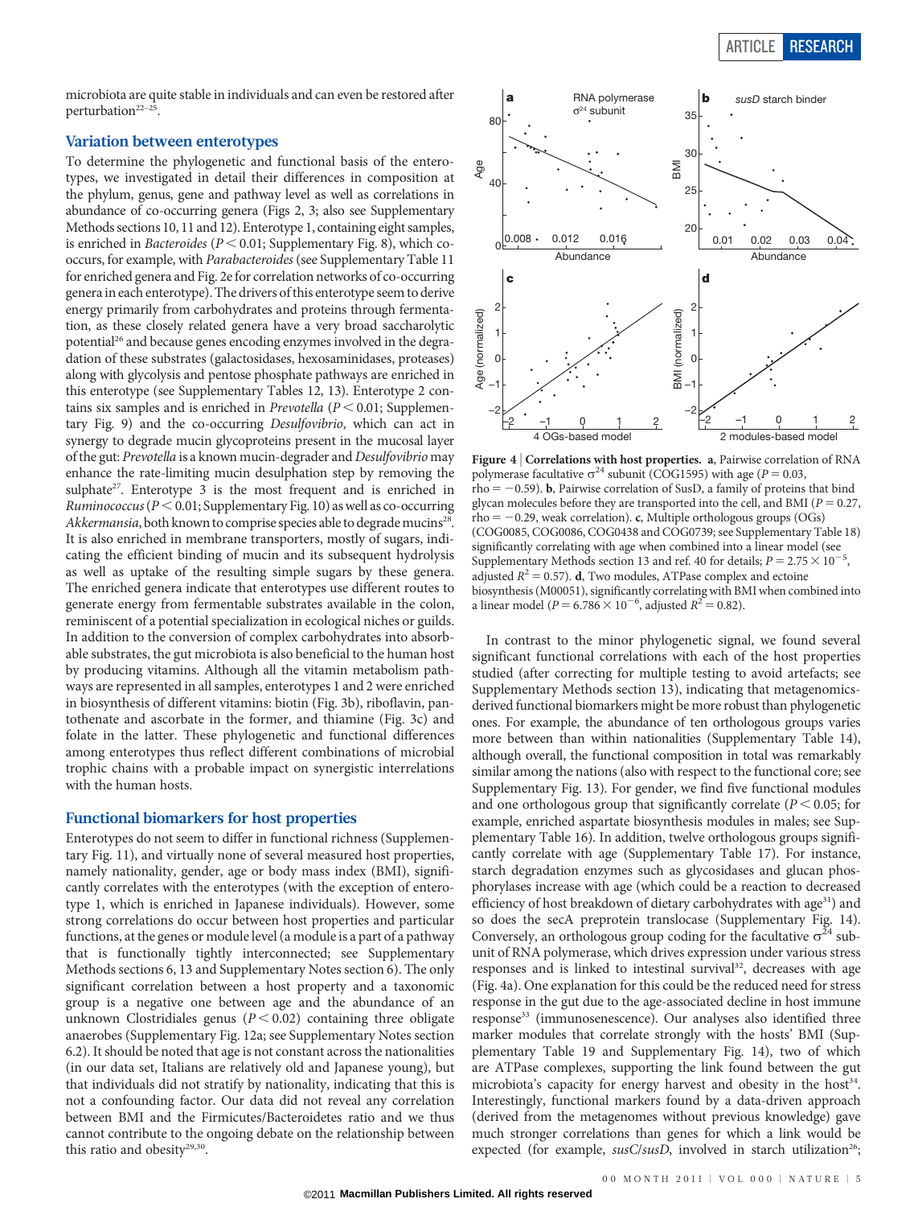microbiota are quite stable in individuals and can even be restored after perturbation[22–25].

## Variation between enterotypes

To determine the phylogenetic and functional basis of the enterotypes, we investigated in detail their differences in composition at the phylum, genus, gene and pathway level as well as correlations in abundance of co-occurring genera (Figs 2, 3; also see Supplementary Methods sections 10, 11 and 12). Enterotype 1, containing eight samples, is enriched in *Bacteroides* ($P < 0.01$; Supplementary Fig. 8), which co-occurs, for example, with *Parabacteroides* (see Supplementary Table 11 for enriched genera and Fig. 2e for correlation networks of co-occurring genera in each enterotype). The drivers of this enterotype seem to derive energy primarily from carbohydrates and proteins through fermentation, as these closely related genera have a very broad saccharolytic potential[26] and because genes encoding enzymes involved in the degradation of these substrates (galactosidases, hexosaminidases, proteases) along with glycolysis and pentose phosphate pathways are enriched in this enterotype (see Supplementary Tables 12, 13). Enterotype 2 contains six samples and is enriched in *Prevotella* ($P < 0.01$; Supplementary Fig. 9) and the co-occurring *Desulfovibrio*, which can act in synergy to degrade mucin glycoproteins present in the mucosal layer of the gut: *Prevotella* is a known mucin-degrader and *Desulfovibrio* may enhance the rate-limiting mucin desulphation step by removing the sulphate[27]. Enterotype 3 is the most frequent and is enriched in *Ruminococcus* ($P < 0.01$; Supplementary Fig. 10) as well as co-occurring *Akkermansia*, both known to comprise species able to degrade mucins[28]. It is also enriched in membrane transporters, mostly of sugars, indicating the efficient binding of mucin and its subsequent hydrolysis as well as uptake of the resulting simple sugars by these genera. The enriched genera indicate that enterotypes use different routes to generate energy from fermentable substrates available in the colon, reminiscent of a potential specialization in ecological niches or guilds. In addition to the conversion of complex carbohydrates into absorbable substrates, the gut microbiota is also beneficial to the human host by producing vitamins. Although all the vitamin metabolism pathways are represented in all samples, enterotypes 1 and 2 were enriched in biosynthesis of different vitamins: biotin (Fig. 3b), riboflavin, pantothenate and ascorbate in the former, and thiamine (Fig. 3c) and folate in the latter. These phylogenetic and functional differences among enterotypes thus reflect different combinations of microbial trophic chains with a probable impact on synergistic interrelations with the human hosts.

## Functional biomarkers for host properties

Enterotypes do not seem to differ in functional richness (Supplementary Fig. 11), and virtually none of several measured host properties, namely nationality, gender, age or body mass index (BMI), significantly correlates with the enterotypes (with the exception of enterotype 1, which is enriched in Japanese individuals). However, some strong correlations do occur between host properties and particular functions, at the genes or module level (a module is a part of a pathway that is functionally tightly interconnected; see Supplementary Methods sections 6, 13 and Supplementary Notes section 6). The only significant correlation between a host property and a taxonomic group is a negative one between age and the abundance of an unknown Clostridiales genus ($P < 0.02$) containing three obligate anaerobes (Supplementary Fig. 12a; see Supplementary Notes section 6.2). It should be noted that age is not constant across the nationalities (in our data set, Italians are relatively old and Japanese young), but that individuals did not stratify by nationality, indicating that this is not a confounding factor. Our data did not reveal any correlation between BMI and the Firmicutes/Bacteroidetes ratio and we thus cannot contribute to the ongoing debate on the relationship between this ratio and obesity[29,30].

**Figure 4 | Correlations with host properties.** **a**, Pairwise correlation of RNA polymerase facultative $\sigma^{24}$ subunit (COG1595) with age ($P = 0.03$, $\mathrm{rho} = -0.59$). **b**, Pairwise correlation of SusD, a family of proteins that bind glycan molecules before they are transported into the cell, and BMI ($P = 0.27$, $\mathrm{rho} = -0.29$, weak correlation). **c**, Multiple orthologous groups (OGs) (COG0085, COG0086, COG0438 and COG0739; see Supplementary Table 18) significantly correlating with age when combined into a linear model (see Supplementary Methods section 13 and ref. 40 for details; $P = 2.75 \times 10^{-5}$, adjusted $R^2 = 0.57$). **d**, Two modules, ATPase complex and ectoine biosynthesis (M00051), significantly correlating with BMI when combined into a linear model ($P = 6.786 \times 10^{-6}$, adjusted $R^2 = 0.82$).

In contrast to the minor phylogenetic signal, we found several significant functional correlations with each of the host properties studied (after correcting for multiple testing to avoid artefacts; see Supplementary Methods section 13), indicating that metagenomics-derived functional biomarkers might be more robust than phylogenetic ones. For example, the abundance of ten orthologous groups varies more between than within nationalities (Supplementary Table 14), although overall, the functional composition in total was remarkably similar among the nations (also with respect to the functional core; see Supplementary Fig. 13). For gender, we find five functional modules and one orthologous group that significantly correlate ($P < 0.05$; for example, enriched aspartate biosynthesis modules in males; see Supplementary Table 16). In addition, twelve orthologous groups significantly correlate with age (Supplementary Table 17). For instance, starch degradation enzymes such as glycosidases and glucan phosphorylases increase with age (which could be a reaction to decreased efficiency of host breakdown of dietary carbohydrates with age[31]) and so does the secA preprotein translocase (Supplementary Fig. 14). Conversely, an orthologous group coding for the facultative $\sigma^{24}$ subunit of RNA polymerase, which drives expression under various stress responses and is linked to intestinal survival[32], decreases with age (Fig. 4a). One explanation for this could be the reduced need for stress response in the gut due to the age-associated decline in host immune response[33] (immunosenescence). Our analyses also identified three marker modules that correlate strongly with the hosts' BMI (Supplementary Table 19 and Supplementary Fig. 14), two of which are ATPase complexes, supporting the link found between the gut microbiota's capacity for energy harvest and obesity in the host[34]. Interestingly, functional markers found by a data-driven approach (derived from the metagenomes without previous knowledge) gave much stronger correlations than genes for which a link would be expected (for example, *susC*/*susD*, involved in starch utilization[26];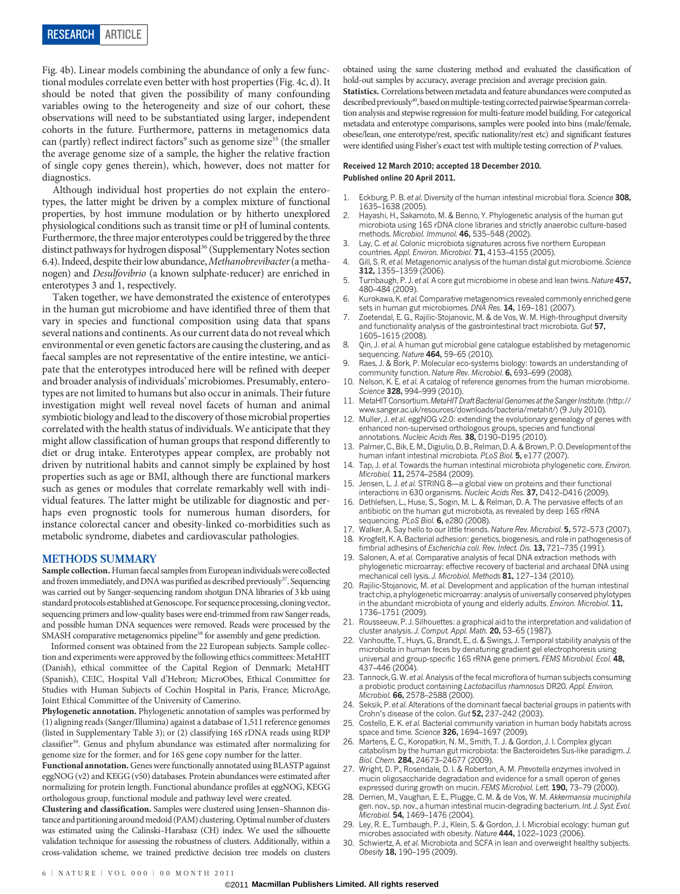Fig. 4b). Linear models combining the abundance of only a few functional modules correlate even better with host properties (Fig. 4c, d). It should be noted that given the possibility of many confounding variables owing to the heterogeneity and size of our cohort, these observations will need to be substantiated using larger, independent cohorts in the future. Furthermore, patterns in metagenomics data can (partly) reflect indirect factors[9] such as genome size[35] (the smaller the average genome size of a sample, the higher the relative fraction of single copy genes therein), which, however, does not matter for diagnostics.

Although individual host properties do not explain the enterotypes, the latter might be driven by a complex mixture of functional properties, by host immune modulation or by hitherto unexplored physiological conditions such as transit time or pH of luminal contents. Furthermore, the three major enterotypes could be triggered by the three distinct pathways for hydrogen disposal[36] (Supplementary Notes section 6.4). Indeed, despite their low abundance, *Methanobrevibacter* (a methanogen) and *Desulfovibrio* (a known sulphate-reducer) are enriched in enterotypes 3 and 1, respectively.

Taken together, we have demonstrated the existence of enterotypes in the human gut microbiome and have identified three of them that vary in species and functional composition using data that spans several nations and continents. As our current data do not reveal which environmental or even genetic factors are causing the clustering, and as faecal samples are not representative of the entire intestine, we anticipate that the enterotypes introduced here will be refined with deeper and broader analysis of individuals' microbiomes. Presumably, enterotypes are not limited to humans but also occur in animals. Their future investigation might well reveal novel facets of human and animal symbiotic biology and lead to the discovery of those microbial properties correlated with the health status of individuals. We anticipate that they might allow classification of human groups that respond differently to diet or drug intake. Enterotypes appear complex, are probably not driven by nutritional habits and cannot simply be explained by host properties such as age or BMI, although there are functional markers such as genes or modules that correlate remarkably well with individual features. The latter might be utilizable for diagnostic and perhaps even prognostic tools for numerous human disorders, for instance colorectal cancer and obesity-linked co-morbidities such as metabolic syndrome, diabetes and cardiovascular pathologies.

## METHODS SUMMARY

**Sample collection.** Human faecal samples from European individuals were collected and frozen immediately, and DNA was purified as described previously[37]. Sequencing was carried out by Sanger-sequencing random shotgun DNA libraries of 3 kb using standard protocols established at Genoscope. For sequence processing, cloning vector, sequencing primers and low-quality bases were end-trimmed from raw Sanger reads, and possible human DNA sequences were removed. Reads were processed by the SMASH comparative metagenomics pipeline[38] for assembly and gene prediction.

Informed consent was obtained from the 22 European subjects. Sample collection and experiments were approved by the following ethics committees: MetaHIT (Danish), ethical committee of the Capital Region of Denmark; MetaHIT (Spanish), CEIC, Hospital Vall d'Hebron; MicroObes, Ethical Committee for Studies with Human Subjects of Cochin Hospital in Paris, France; MicroAge, Joint Ethical Committee of the University of Camerino.

**Phylogenetic annotation.** Phylogenetic annotation of samples was performed by (1) aligning reads (Sanger/Illumina) against a database of 1,511 reference genomes (listed in Supplementary Table 3); or (2) classifying 16S rDNA reads using RDP classifier[39]. Genus and phylum abundance was estimated after normalizing for genome size for the former, and for 16S gene copy number for the latter.

**Functional annotation.** Genes were functionally annotated using BLASTP against eggNOG (v2) and KEGG (v50) databases. Protein abundances were estimated after normalizing for protein length. Functional abundance profiles at eggNOG, KEGG orthologous group, functional module and pathway level were created.

**Clustering and classification.** Samples were clustered using Jensen–Shannon distance and partitioning around medoid (PAM) clustering. Optimal number of clusters was estimated using the Calinski–Harabasz (CH) index. We used the silhouette validation technique for assessing the robustness of clusters. Additionally, within a cross-validation scheme, we trained predictive decision tree models on clusters obtained using the same clustering method and evaluated the classification of hold-out samples by accuracy, average precision and average precision gain.

**Statistics.** Correlations between metadata and feature abundances were computed as described previously[40], based on multiple-testing corrected pairwise Spearman correlation analysis and stepwise regression for multi-feature model building. For categorical metadata and enterotype comparisons, samples were pooled into bins (male/female, obese/lean, one enterotype/rest, specific nationality/rest etc) and significant features were identified using Fisher's exact test with multiple testing correction of *P* values.

**Received 12 March 2010; accepted 18 December 2010.**
**Published online 20 April 2011.**

1. Eckburg, P. B. *et al.* Diversity of the human intestinal microbial flora. *Science* **308,** 1635–1638 (2005).
2. Hayashi, H., Sakamoto, M. & Benno, Y. Phylogenetic analysis of the human gut microbiota using 16S rDNA clone libraries and strictly anaerobic culture-based methods. *Microbiol. Immunol.* **46,** 535–548 (2002).
3. Lay, C. *et al.* Colonic microbiota signatures across five northern European countries. *Appl. Environ. Microbiol.* **71,** 4153–4155 (2005).
4. Gill, S. R. *et al.* Metagenomic analysis of the human distal gut microbiome. *Science* **312,** 1355–1359 (2006).
5. Turnbaugh, P. J. *et al.* A core gut microbiome in obese and lean twins. *Nature* **457,** 480–484 (2009).
6. Kurokawa, K. *et al.* Comparative metagenomics revealed commonly enriched gene sets in human gut microbiomes. *DNA Res.* **14,** 169–181 (2007).
7. Zoetendal, E. G., Rajilic-Stojanovic, M. & de Vos, W. M. High-throughput diversity and functionality analysis of the gastrointestinal tract microbiota. *Gut* **57,** 1605–1615 (2008).
8. Qin, J. *et al.* A human gut microbial gene catalogue established by metagenomic sequencing. *Nature* **464,** 59–65 (2010).
9. Raes, J. & Bork, P. Molecular eco-systems biology: towards an understanding of community function. *Nature Rev. Microbiol.* **6,** 693–699 (2008).
10. Nelson, K. E. *et al.* A catalog of reference genomes from the human microbiome. *Science* **328,** 994–999 (2010).
11. MetaHIT Consortium. *MetaHIT Draft Bacterial Genomes at the Sanger Institute.* (http://www.sanger.ac.uk/resources/downloads/bacteria/metahit/) (9 July 2010).
12. Muller, J. *et al.* eggNOG v2.0: extending the evolutionary genealogy of genes with enhanced non-supervised orthologous groups, species and functional annotations. *Nucleic Acids Res.* **38,** D190–D195 (2010).
13. Palmer, C., Bik, E. M., Digiulio, D. B., Relman, D. A. & Brown, P. O. Development of the human infant intestinal microbiota. *PLoS Biol.* **5,** e177 (2007).
14. Tap, J. *et al.* Towards the human intestinal microbiota phylogenetic core. *Environ. Microbiol.* **11,** 2574–2584 (2009).
15. Jensen, L. J. *et al.* STRING 8—a global view on proteins and their functional interactions in 630 organisms. *Nucleic Acids Res.* **37,** D412–D416 (2009).
16. Dethlefsen, L., Huse, S., Sogin, M. L. & Relman, D. A. The pervasive effects of an antibiotic on the human gut microbiota, as revealed by deep 16S rRNA sequencing. *PLoS Biol.* **6,** e280 (2008).
17. Walker, A. Say hello to our little friends. *Nature Rev. Microbiol.* **5,** 572–573 (2007).
18. Krogfelt, K. A. Bacterial adhesion: genetics, biogenesis, and role in pathogenesis of fimbrial adhesins of *Escherichia coli*. *Rev. Infect. Dis.* **13,** 721–735 (1991).
19. Salonen, A. *et al.* Comparative analysis of fecal DNA extraction methods with phylogenetic microarray: effective recovery of bacterial and archaeal DNA using mechanical cell lysis. *J. Microbiol. Methods* **81,** 127–134 (2010).
20. Rajilic-Stojanovic, M. *et al.* Development and application of the human intestinal tract chip, a phylogenetic microarray: analysis of universally conserved phylotypes in the abundant microbiota of young and elderly adults. *Environ. Microbiol.* **11,** 1736–1751 (2009).
21. Rousseeuw, P. J. Silhouettes: a graphical aid to the interpretation and validation of cluster analysis. *J. Comput. Appl. Math.* **20,** 53–65 (1987).
22. Vanhoutte, T., Huys, G., Brandt, E., d. & Swings, J. Temporal stability analysis of the microbiota in human feces by denaturing gradient gel electrophoresis using universal and group-specific 16S rRNA gene primers. *FEMS Microbiol. Ecol.* **48,** 437–446 (2004).
23. Tannock, G. W. *et al.* Analysis of the fecal microflora of human subjects consuming a probiotic product containing *Lactobacillus rhamnosus* DR20. *Appl. Environ. Microbiol.* **66,** 2578–2588 (2000).
24. Seksik, P. *et al.* Alterations of the dominant faecal bacterial groups in patients with Crohn's disease of the colon. *Gut* **52,** 237–242 (2003).
25. Costello, E. K. *et al.* Bacterial community variation in human body habitats across space and time. *Science* **326,** 1694–1697 (2009).
26. Martens, E. C., Koropatkin, N. M., Smith, T. J. & Gordon, J. I. Complex glycan catabolism by the human gut microbiota: the Bacteroidetes Sus-like paradigm. *J. Biol. Chem.* **284,** 24673–24677 (2009).
27. Wright, D. P., Rosendale, D. I. & Roberton, A. M. *Prevotella* enzymes involved in mucin oligosaccharide degradation and evidence for a small operon of genes expressed during growth on mucin. *FEMS Microbiol. Lett.* **190,** 73–79 (2000).
28. Derrien, M., Vaughan, E. E., Plugge, C. M. & de Vos, W. M. *Akkermansia muciniphila* gen. nov., sp. nov., a human intestinal mucin-degrading bacterium. *Int. J. Syst. Evol. Microbiol.* **54,** 1469–1476 (2004).
29. Ley, R. E., Turnbaugh, P. J., Klein, S. & Gordon, J. I. Microbial ecology: human gut microbes associated with obesity. *Nature* **444,** 1022–1023 (2006).
30. Schwiertz, A. *et al.* Microbiota and SCFA in lean and overweight healthy subjects. *Obesity* **18,** 190–195 (2009).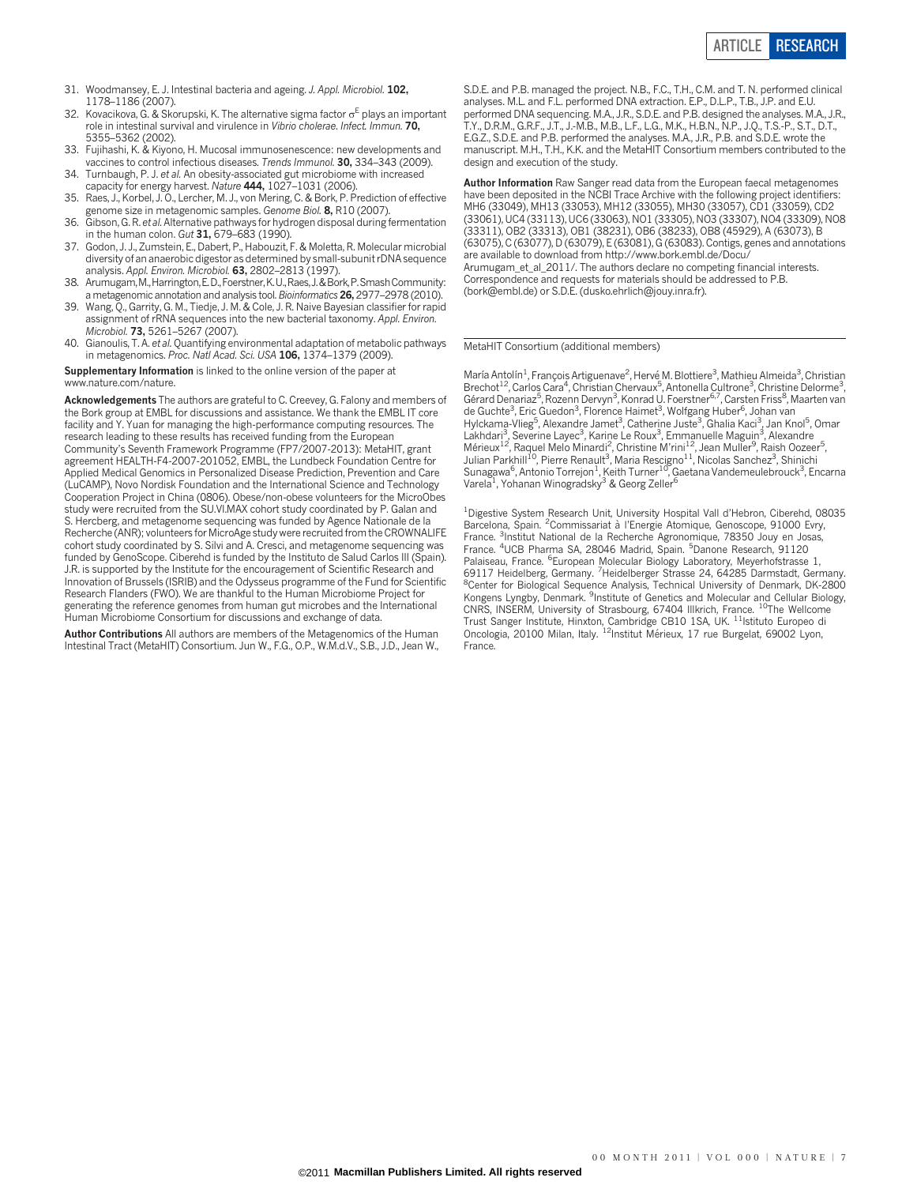31. Woodmansey, E. J. Intestinal bacteria and ageing. *J. Appl. Microbiol.* **102,** 1178–1186 (2007).
32. Kovacikova, G. & Skorupski, K. The alternative sigma factor $\sigma^E$ plays an important role in intestinal survival and virulence in *Vibrio cholerae*. *Infect. Immun.* **70,** 5355–5362 (2002).
33. Fujihashi, K. & Kiyono, H. Mucosal immunosenescence: new developments and vaccines to control infectious diseases. *Trends Immunol.* **30,** 334–343 (2009).
34. Turnbaugh, P. J. *et al.* An obesity-associated gut microbiome with increased capacity for energy harvest. *Nature* **444,** 1027–1031 (2006).
35. Raes, J., Korbel, J. O., Lercher, M. J., von Mering, C. & Bork, P. Prediction of effective genome size in metagenomic samples. *Genome Biol.* **8,** R10 (2007).
36. Gibson, G. R. *et al.* Alternative pathways for hydrogen disposal during fermentation in the human colon. *Gut* **31,** 679–683 (1990).
37. Godon, J. J., Zumstein, E., Dabert, P., Habouzit, F. & Moletta, R. Molecular microbial diversity of an anaerobic digestor as determined by small-subunit rDNA sequence analysis. *Appl. Environ. Microbiol.* **63,** 2802–2813 (1997).
38. Arumugam, M., Harrington, E. D., Foerstner, K. U., Raes, J. & Bork, P. SmashCommunity: a metagenomic annotation and analysis tool. *Bioinformatics* **26,** 2977–2978 (2010).
39. Wang, Q., Garrity, G. M., Tiedje, J. M. & Cole, J. R. Naive Bayesian classifier for rapid assignment of rRNA sequences into the new bacterial taxonomy. *Appl. Environ. Microbiol.* **73,** 5261–5267 (2007).
40. Gianoulis, T. A. *et al.* Quantifying environmental adaptation of metabolic pathways in metagenomics. *Proc. Natl Acad. Sci. USA* **106,** 1374–1379 (2009).

**Supplementary Information** is linked to the online version of the paper at www.nature.com/nature.

**Acknowledgements** The authors are grateful to C. Creevey, G. Falony and members of the Bork group at EMBL for discussions and assistance. We thank the EMBL IT core facility and Y. Yuan for managing the high-performance computing resources. The research leading to these results has received funding from the European Community's Seventh Framework Programme (FP7/2007-2013): MetaHIT, grant agreement HEALTH-F4-2007-201052, EMBL, the Lundbeck Foundation Centre for Applied Medical Genomics in Personalized Disease Prediction, Prevention and Care (LuCAMP), Novo Nordisk Foundation and the International Science and Technology Cooperation Project in China (0806). Obese/non-obese volunteers for the MicroObes study were recruited from the SU.VI.MAX cohort study coordinated by P. Galan and S. Hercberg, and metagenome sequencing was funded by Agence Nationale de la Recherche (ANR); volunteers for MicroAge study were recruited from the CROWNALIFE cohort study coordinated by S. Silvi and A. Cresci, and metagenome sequencing was funded by GenoScope. Ciberehd is funded by the Instituto de Salud Carlos III (Spain). J.R. is supported by the Institute for the encouragement of Scientific Research and Innovation of Brussels (ISRIB) and the Odysseus programme of the Fund for Scientific Research Flanders (FWO). We are thankful to the Human Microbiome Project for generating the reference genomes from human gut microbes and the International Human Microbiome Consortium for discussions and exchange of data.

**Author Contributions** All authors are members of the Metagenomics of the Human Intestinal Tract (MetaHIT) Consortium. Jun W., F.G., O.P., W.M.d.V., S.B., J.D., Jean W., S.D.E. and P.B. managed the project. N.B., F.C., T.H., C.M. and T. N. performed clinical analyses. M.L. and F.L. performed DNA extraction. E.P., D.L.P., T.B., J.P. and E.U. performed DNA sequencing. M.A., J.R., S.D.E. and P.B. designed the analyses. M.A., J.R., T.Y., D.R.M., G.R.F., J.T., J.-M.B., M.B., L.F., L.G., M.K., H.B.N., N.P., J.Q., T.S.-P., S.T., D.T., E.G.Z., S.D.E. and P.B. performed the analyses. M.A., J.R., P.B. and S.D.E. wrote the manuscript. M.H., T.H., K.K. and the MetaHIT Consortium members contributed to the design and execution of the study.

**Author Information** Raw Sanger read data from the European faecal metagenomes have been deposited in the NCBI Trace Archive with the following project identifiers: MH6 (33049), MH13 (33053), MH12 (33055), MH30 (33057), CD1 (33059), CD2 (33061), UC4 (33113), UC6 (33063), NO1 (33305), NO3 (33307), NO4 (33309), NO8 (33311), OB2 (33313), OB1 (38231), OB6 (38233), OB8 (45929), A (63073), B (63075), C (63077), D (63079), E (63081), G (63083). Contigs, genes and annotations are available to download from http://www.bork.embl.de/Docu/Arumugam_et_al_2011/. The authors declare no competing financial interests. Correspondence and requests for materials should be addressed to P.B. (bork@embl.de) or S.D.E. (dusko.ehrlich@jouy.inra.fr).

---

MetaHIT Consortium (additional members)

María Antolín[1], François Artiguenave[2], Hervé M. Blottiere[3], Mathieu Almeida[3], Christian Brechot[12], Carlos Cara[4], Christian Chervaux[5], Antonella Cultrone[3], Christine Delorme[3], Gérard Denariaz[5], Rozenn Dervyn[3], Konrad U. Foerstner[6,7], Carsten Friss[8], Maarten van de Guchte[3], Eric Guedon[3], Florence Haimet[3], Wolfgang Huber[6], Johan van Hylckama-Vlieg[5], Alexandre Jamet[3], Catherine Juste[3], Ghalia Kaci[3], Jan Knol[5], Omar Lakhdari[3], Severine Layec[3], Karine Le Roux[3], Emmanuelle Maguin[3], Alexandre Mérieux[12], Raquel Melo Minardi[2], Christine M'rini[12], Jean Muller[9], Raish Oozeer[5], Julian Parkhill[10], Pierre Renault[3], Maria Rescigno[11], Nicolas Sanchez[3], Shinichi Sunagawa[6], Antonio Torrejon[1], Keith Turner[10], Gaetana Vandemeulebrouck[3], Encarna Varela[1], Yohanan Winogradsky[3] & Georg Zeller[6]

[1]Digestive System Research Unit, University Hospital Vall d'Hebron, Ciberehd, 08035 Barcelona, Spain. [2]Commissariat à l'Energie Atomique, Genoscope, 91000 Evry, France. [3]Institut National de la Recherche Agronomique, 78350 Jouy en Josas, France. [4]UCB Pharma SA, 28046 Madrid, Spain. [5]Danone Research, 91120 Palaiseau, France. [6]European Molecular Biology Laboratory, Meyerhofstrasse 1, 69117 Heidelberg, Germany. [7]Heidelberger Strasse 24, 64285 Darmstadt, Germany. [8]Center for Biological Sequence Analysis, Technical University of Denmark, DK-2800 Kongens Lyngby, Denmark. [9]Institute of Genetics and Molecular and Cellular Biology, CNRS, INSERM, University of Strasbourg, 67404 Illkrich, France. [10]The Wellcome Trust Sanger Institute, Hinxton, Cambridge CB10 1SA, UK. [11]Istituto Europeo di Oncologia, 20100 Milan, Italy. [12]Institut Mérieux, 17 rue Burgelat, 69002 Lyon, France.

©2011 **Macmillan Publishers Limited. All rights reserved**